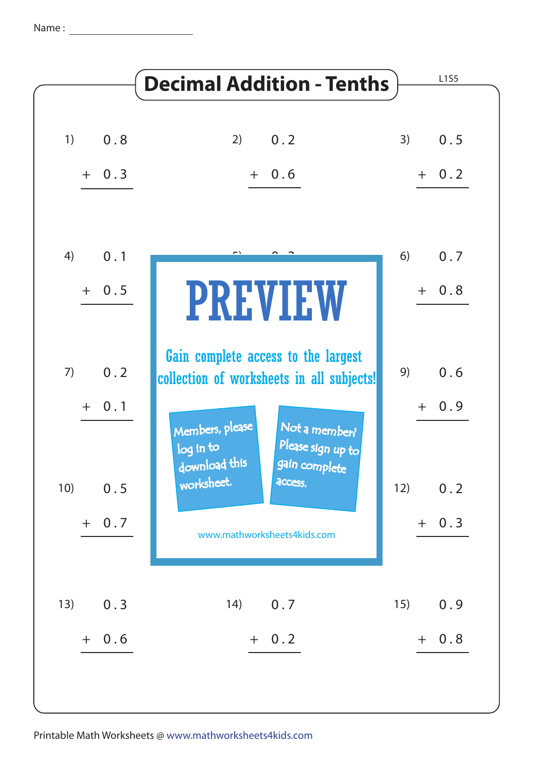Name : ____________________

# Decimal Addition - Tenths

L1S5

1) $0.8 + 0.3$

2) $0.2 + 0.6$

3) $0.5 + 0.2$

4) $0.1 + 0.5$

6) $0.7 + 0.8$

7) $0.2 + 0.1$

9) $0.6 + 0.9$

10) $0.5 + 0.7$

12) $0.2 + 0.3$

13) $0.3 + 0.6$

14) $0.7 + 0.2$

15) $0.9 + 0.8$

PREVIEW

Gain complete access to the largest collection of worksheets in all subjects!

Members, please log in to download this worksheet.

Not a member? Please sign up to gain complete access.

www.mathworksheets4kids.com

Printable Math Worksheets @ www.mathworksheets4kids.com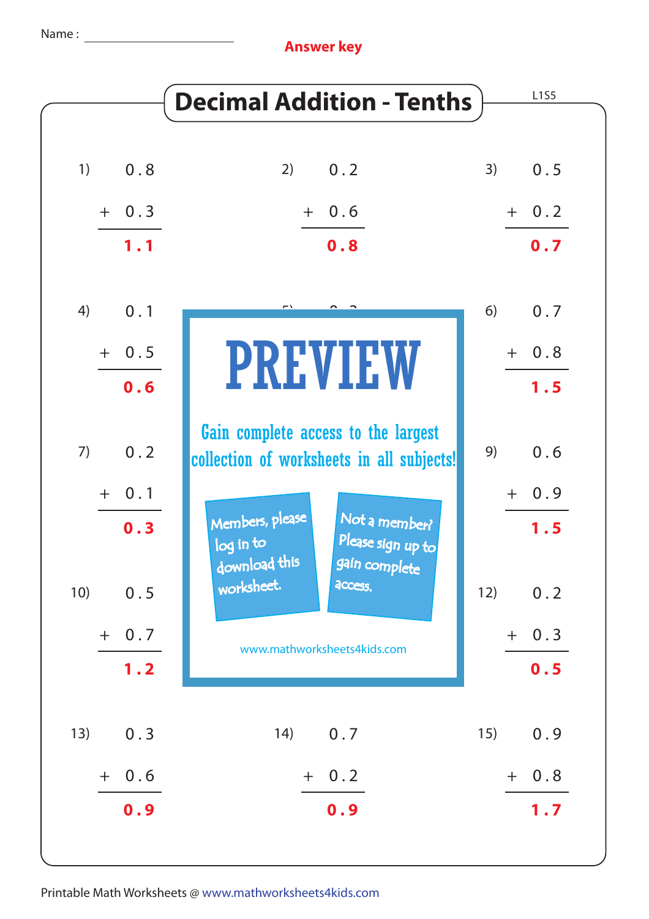Name : ____________________

**Answer key**

# Decimal Addition - Tenths

L1S5

1) $0.8 + 0.3 = $ **1.1**

2) $0.2 + 0.6 = $ **0.8**

3) $0.5 + 0.2 = $ **0.7**

4) $0.1 + 0.5 = $ **0.6**

5) 0.3

6) $0.7 + 0.8 = $ **1.5**

7) $0.2 + 0.1 = $ **0.3**

9) $0.6 + 0.9 = $ **1.5**

10) $0.5 + 0.7 = $ **1.2**

12) $0.2 + 0.3 = $ **0.5**

13) $0.3 + 0.6 = $ **0.9**

14) $0.7 + 0.2 = $ **0.9**

15) $0.9 + 0.8 = $ **1.7**

PREVIEW

Gain complete access to the largest collection of worksheets in all subjects!

Members, please log in to download this worksheet.

Not a member? Please sign up to gain complete access.

www.mathworksheets4kids.com

Printable Math Worksheets @ www.mathworksheets4kids.com